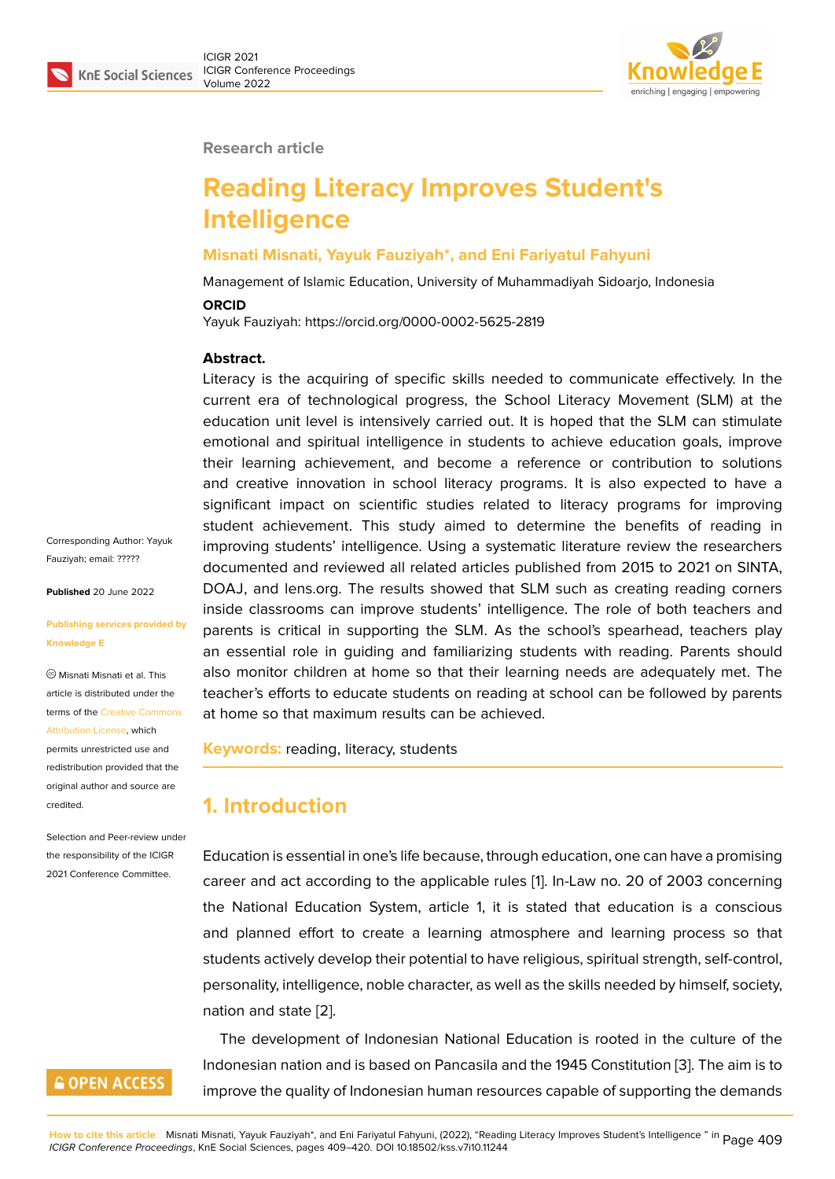Research article

# Reading Literacy Improves Student's Intelligence

**Misnati Misnati, Yayuk Fauziyah*, and Eni Fariyatul Fahyuni**

Management of Islamic Education, University of Muhammadiyah Sidoarjo, Indonesia

**ORCID**

Yayuk Fauziyah: https://orcid.org/0000-0002-5625-2819

**Abstract.**

Literacy is the acquiring of specific skills needed to communicate effectively. In the current era of technological progress, the School Literacy Movement (SLM) at the education unit level is intensively carried out. It is hoped that the SLM can stimulate emotional and spiritual intelligence in students to achieve education goals, improve their learning achievement, and become a reference or contribution to solutions and creative innovation in school literacy programs. It is also expected to have a significant impact on scientific studies related to literacy programs for improving student achievement. This study aimed to determine the benefits of reading in improving students' intelligence. Using a systematic literature review the researchers documented and reviewed all related articles published from 2015 to 2021 on SINTA, DOAJ, and lens.org. The results showed that SLM such as creating reading corners inside classrooms can improve students' intelligence. The role of both teachers and parents is critical in supporting the SLM. As the school's spearhead, teachers play an essential role in guiding and familiarizing students with reading. Parents should also monitor children at home so that their learning needs are adequately met. The teacher's efforts to educate students on reading at school can be followed by parents at home so that maximum results can be achieved.

**Keywords:** reading, literacy, students

Corresponding Author: Yayuk Fauziyah; email: ?????

**Published** 20 June 2022

**Publishing services provided by Knowledge E**

© Misnati Misnati et al. This article is distributed under the terms of the Creative Commons Attribution License, which permits unrestricted use and redistribution provided that the original author and source are credited.

Selection and Peer-review under the responsibility of the ICIGR 2021 Conference Committee.

## 1. Introduction

Education is essential in one's life because, through education, one can have a promising career and act according to the applicable rules [1]. In-Law no. 20 of 2003 concerning the National Education System, article 1, it is stated that education is a conscious and planned effort to create a learning atmosphere and learning process so that students actively develop their potential to have religious, spiritual strength, self-control, personality, intelligence, noble character, as well as the skills needed by himself, society, nation and state [2].

The development of Indonesian National Education is rooted in the culture of the Indonesian nation and is based on Pancasila and the 1945 Constitution [3]. The aim is to improve the quality of Indonesian human resources capable of supporting the demands

How to cite this article: Misnati Misnati, Yayuk Fauziyah*, and Eni Fariyatul Fahyuni, (2022), "Reading Literacy Improves Student's Intelligence " in *ICIGR Conference Proceedings*, KnE Social Sciences, pages 409–420. DOI 10.18502/kss.v7i10.11244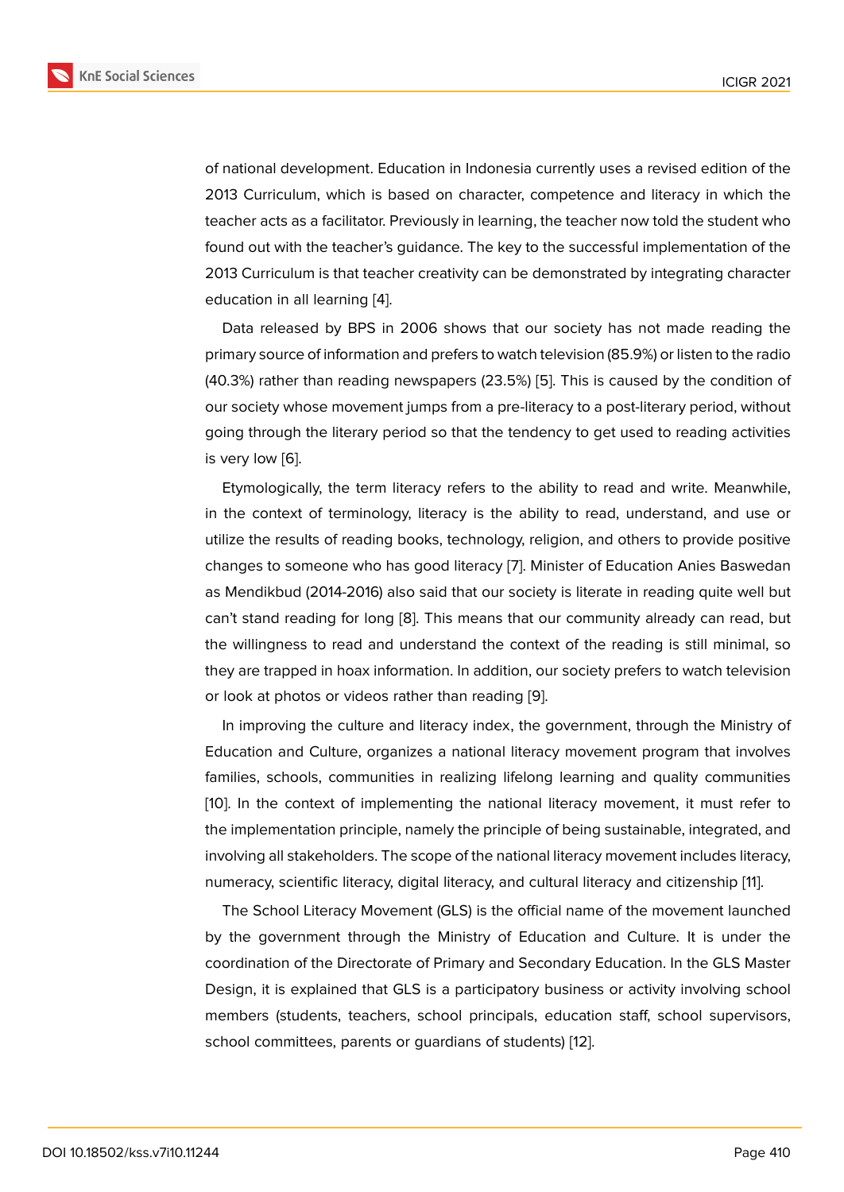of national development. Education in Indonesia currently uses a revised edition of the 2013 Curriculum, which is based on character, competence and literacy in which the teacher acts as a facilitator. Previously in learning, the teacher now told the student who found out with the teacher's guidance. The key to the successful implementation of the 2013 Curriculum is that teacher creativity can be demonstrated by integrating character education in all learning [4].

Data released by BPS in 2006 shows that our society has not made reading the primary source of information and prefers to watch television (85.9%) or listen to the radio (40.3%) rather than reading newspapers (23.5%) [5]. This is caused by the condition of our society whose movement jumps from a pre-literacy to a post-literary period, without going through the literary period so that the tendency to get used to reading activities is very low [6].

Etymologically, the term literacy refers to the ability to read and write. Meanwhile, in the context of terminology, literacy is the ability to read, understand, and use or utilize the results of reading books, technology, religion, and others to provide positive changes to someone who has good literacy [7]. Minister of Education Anies Baswedan as Mendikbud (2014-2016) also said that our society is literate in reading quite well but can't stand reading for long [8]. This means that our community already can read, but the willingness to read and understand the context of the reading is still minimal, so they are trapped in hoax information. In addition, our society prefers to watch television or look at photos or videos rather than reading [9].

In improving the culture and literacy index, the government, through the Ministry of Education and Culture, organizes a national literacy movement program that involves families, schools, communities in realizing lifelong learning and quality communities [10]. In the context of implementing the national literacy movement, it must refer to the implementation principle, namely the principle of being sustainable, integrated, and involving all stakeholders. The scope of the national literacy movement includes literacy, numeracy, scientific literacy, digital literacy, and cultural literacy and citizenship [11].

The School Literacy Movement (GLS) is the official name of the movement launched by the government through the Ministry of Education and Culture. It is under the coordination of the Directorate of Primary and Secondary Education. In the GLS Master Design, it is explained that GLS is a participatory business or activity involving school members (students, teachers, school principals, education staff, school supervisors, school committees, parents or guardians of students) [12].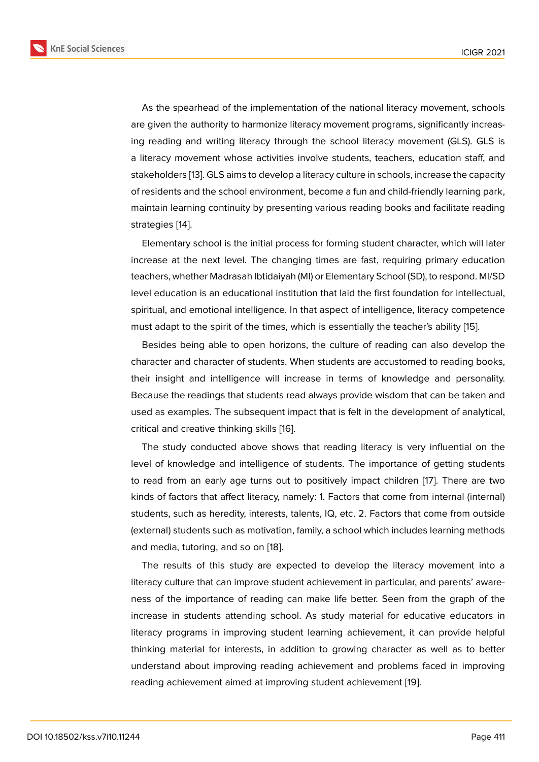As the spearhead of the implementation of the national literacy movement, schools are given the authority to harmonize literacy movement programs, significantly increasing reading and writing literacy through the school literacy movement (GLS). GLS is a literacy movement whose activities involve students, teachers, education staff, and stakeholders [13]. GLS aims to develop a literacy culture in schools, increase the capacity of residents and the school environment, become a fun and child-friendly learning park, maintain learning continuity by presenting various reading books and facilitate reading strategies [14].

Elementary school is the initial process for forming student character, which will later increase at the next level. The changing times are fast, requiring primary education teachers, whether Madrasah Ibtidaiyah (MI) or Elementary School (SD), to respond. MI/SD level education is an educational institution that laid the first foundation for intellectual, spiritual, and emotional intelligence. In that aspect of intelligence, literacy competence must adapt to the spirit of the times, which is essentially the teacher's ability [15].

Besides being able to open horizons, the culture of reading can also develop the character and character of students. When students are accustomed to reading books, their insight and intelligence will increase in terms of knowledge and personality. Because the readings that students read always provide wisdom that can be taken and used as examples. The subsequent impact that is felt in the development of analytical, critical and creative thinking skills [16].

The study conducted above shows that reading literacy is very influential on the level of knowledge and intelligence of students. The importance of getting students to read from an early age turns out to positively impact children [17]. There are two kinds of factors that affect literacy, namely: 1. Factors that come from internal (internal) students, such as heredity, interests, talents, IQ, etc. 2. Factors that come from outside (external) students such as motivation, family, a school which includes learning methods and media, tutoring, and so on [18].

The results of this study are expected to develop the literacy movement into a literacy culture that can improve student achievement in particular, and parents' awareness of the importance of reading can make life better. Seen from the graph of the increase in students attending school. As study material for educative educators in literacy programs in improving student learning achievement, it can provide helpful thinking material for interests, in addition to growing character as well as to better understand about improving reading achievement and problems faced in improving reading achievement aimed at improving student achievement [19].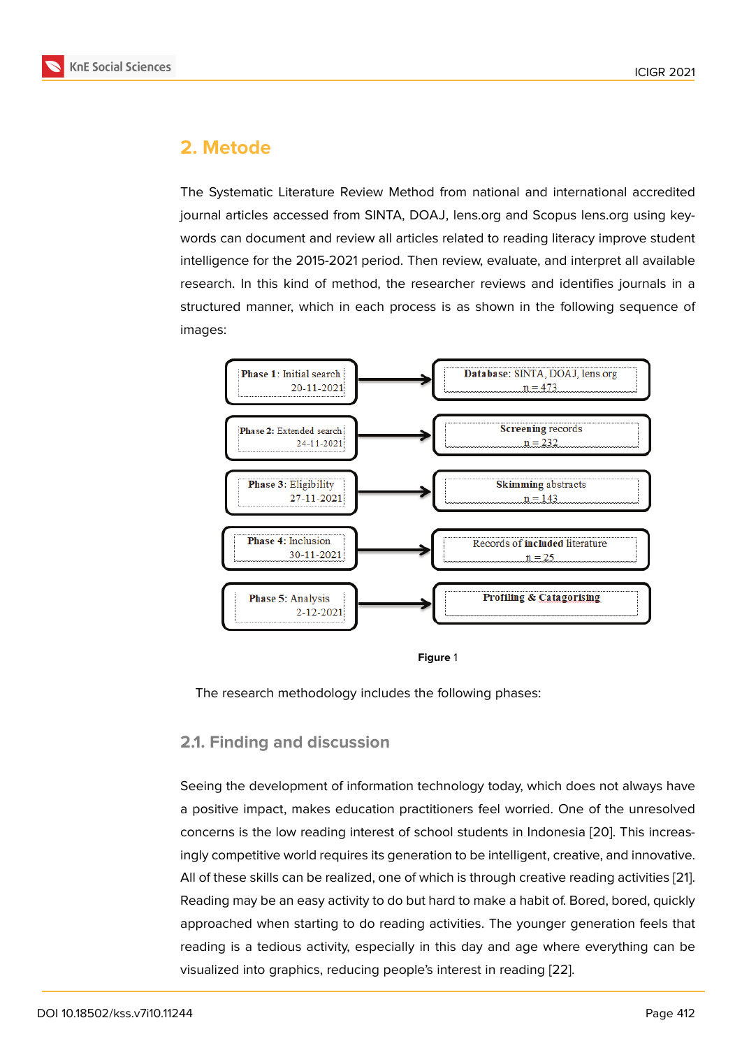## 2. Metode

The Systematic Literature Review Method from national and international accredited journal articles accessed from SINTA, DOAJ, lens.org and Scopus lens.org using key-words can document and review all articles related to reading literacy improve student intelligence for the 2015-2021 period. Then review, evaluate, and interpret all available research. In this kind of method, the researcher reviews and identifies journals in a structured manner, which in each process is as shown in the following sequence of images:

| Phase | | Result |
|---|---|---|
| **Phase 1**: Initial search 20-11-2021 | → | **Database**: SINTA, DOAJ, lens.org n = 473 |
| **Phase 2**: Extended search 24-11-2021 | → | **Screening** records n = 232 |
| **Phase 3**: Eligibility 27-11-2021 | → | **Skimming** abstracts n = 143 |
| **Phase 4**: Inclusion 30-11-2021 | → | Records of **included** literature n = 25 |
| **Phase 5**: Analysis 2-12-2021 | → | **Profiling & Catagorising** |

**Figure** 1

The research methodology includes the following phases:

### 2.1. Finding and discussion

Seeing the development of information technology today, which does not always have a positive impact, makes education practitioners feel worried. One of the unresolved concerns is the low reading interest of school students in Indonesia [20]. This increasingly competitive world requires its generation to be intelligent, creative, and innovative. All of these skills can be realized, one of which is through creative reading activities [21]. Reading may be an easy activity to do but hard to make a habit of. Bored, bored, quickly approached when starting to do reading activities. The younger generation feels that reading is a tedious activity, especially in this day and age where everything can be visualized into graphics, reducing people's interest in reading [22].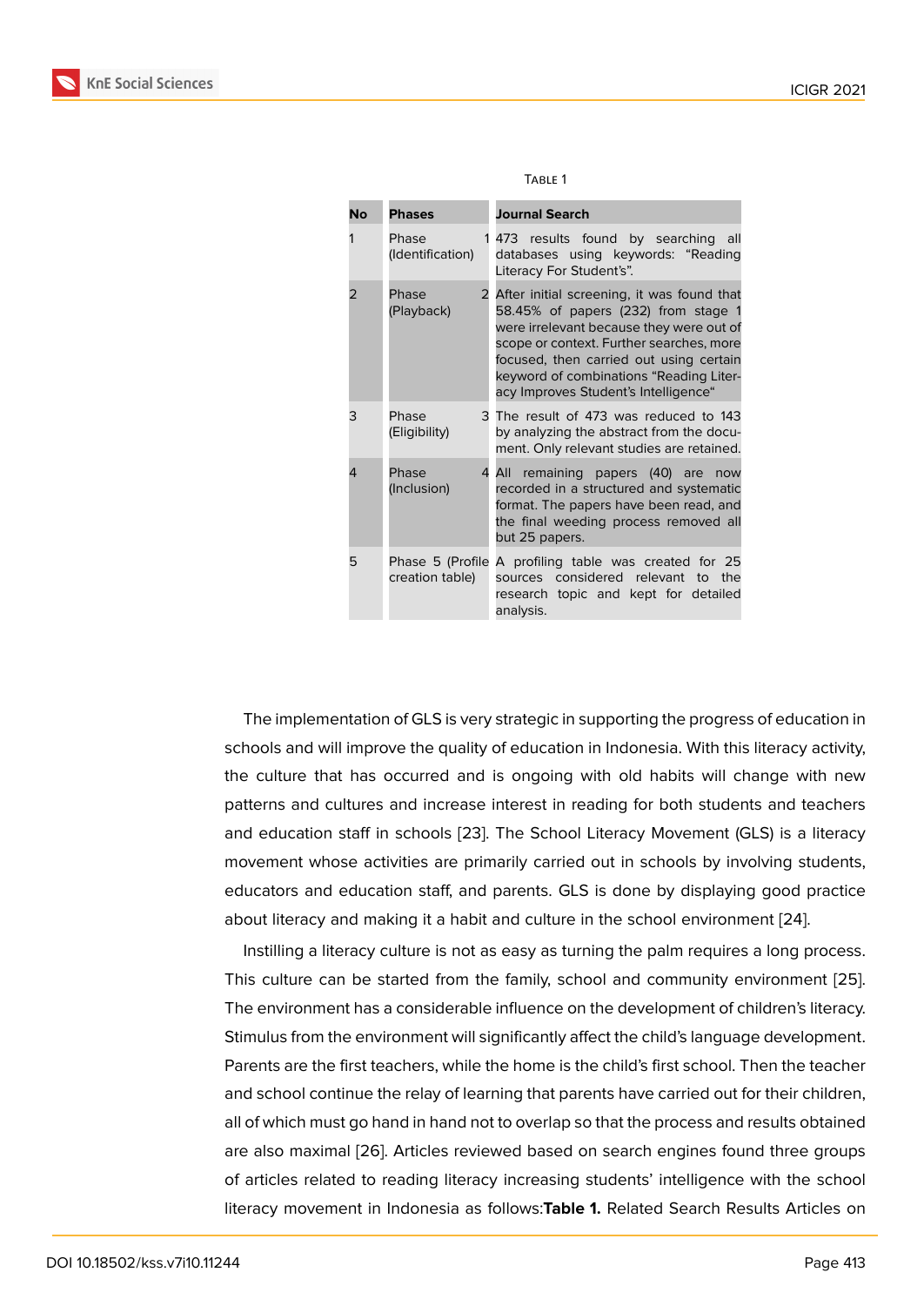Table 1

| No | Phases | Journal Search |
|---|---|---|
| 1 | Phase 1 (Identification) | 473 results found by searching all databases using keywords: "Reading Literacy For Student's". |
| 2 | Phase 2 (Playback) | After initial screening, it was found that 58.45% of papers (232) from stage 1 were irrelevant because they were out of scope or context. Further searches, more focused, then carried out using certain keyword of combinations "Reading Literacy Improves Student's Intelligence" |
| 3 | Phase 3 (Eligibility) | The result of 473 was reduced to 143 by analyzing the abstract from the document. Only relevant studies are retained. |
| 4 | Phase 4 (Inclusion) | All remaining papers (40) are now recorded in a structured and systematic format. The papers have been read, and the final weeding process removed all but 25 papers. |
| 5 | Phase 5 (Profile creation table) | A profiling table was created for 25 sources considered relevant to the research topic and kept for detailed analysis. |

The implementation of GLS is very strategic in supporting the progress of education in schools and will improve the quality of education in Indonesia. With this literacy activity, the culture that has occurred and is ongoing with old habits will change with new patterns and cultures and increase interest in reading for both students and teachers and education staff in schools [23]. The School Literacy Movement (GLS) is a literacy movement whose activities are primarily carried out in schools by involving students, educators and education staff, and parents. GLS is done by displaying good practice about literacy and making it a habit and culture in the school environment [24].

Instilling a literacy culture is not as easy as turning the palm requires a long process. This culture can be started from the family, school and community environment [25]. The environment has a considerable influence on the development of children's literacy. Stimulus from the environment will significantly affect the child's language development. Parents are the first teachers, while the home is the child's first school. Then the teacher and school continue the relay of learning that parents have carried out for their children, all of which must go hand in hand not to overlap so that the process and results obtained are also maximal [26]. Articles reviewed based on search engines found three groups of articles related to reading literacy increasing students' intelligence with the school literacy movement in Indonesia as follows:**Table 1.** Related Search Results Articles on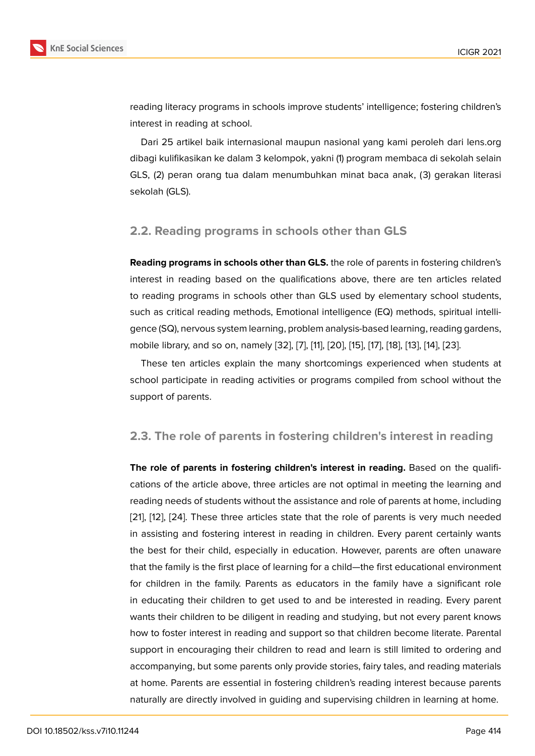reading literacy programs in schools improve students' intelligence; fostering children's interest in reading at school.

Dari 25 artikel baik internasional maupun nasional yang kami peroleh dari lens.org dibagi kulifikasikan ke dalam 3 kelompok, yakni (1) program membaca di sekolah selain GLS, (2) peran orang tua dalam menumbuhkan minat baca anak, (3) gerakan literasi sekolah (GLS).

## 2.2. Reading programs in schools other than GLS

**Reading programs in schools other than GLS.** the role of parents in fostering children's interest in reading based on the qualifications above, there are ten articles related to reading programs in schools other than GLS used by elementary school students, such as critical reading methods, Emotional intelligence (EQ) methods, spiritual intelligence (SQ), nervous system learning, problem analysis-based learning, reading gardens, mobile library, and so on, namely [32], [7], [11], [20], [15], [17], [18], [13], [14], [23].

These ten articles explain the many shortcomings experienced when students at school participate in reading activities or programs compiled from school without the support of parents.

## 2.3. The role of parents in fostering children's interest in reading

**The role of parents in fostering children's interest in reading.** Based on the qualifications of the article above, three articles are not optimal in meeting the learning and reading needs of students without the assistance and role of parents at home, including [21], [12], [24]. These three articles state that the role of parents is very much needed in assisting and fostering interest in reading in children. Every parent certainly wants the best for their child, especially in education. However, parents are often unaware that the family is the first place of learning for a child—the first educational environment for children in the family. Parents as educators in the family have a significant role in educating their children to get used to and be interested in reading. Every parent wants their children to be diligent in reading and studying, but not every parent knows how to foster interest in reading and support so that children become literate. Parental support in encouraging their children to read and learn is still limited to ordering and accompanying, but some parents only provide stories, fairy tales, and reading materials at home. Parents are essential in fostering children's reading interest because parents naturally are directly involved in guiding and supervising children in learning at home.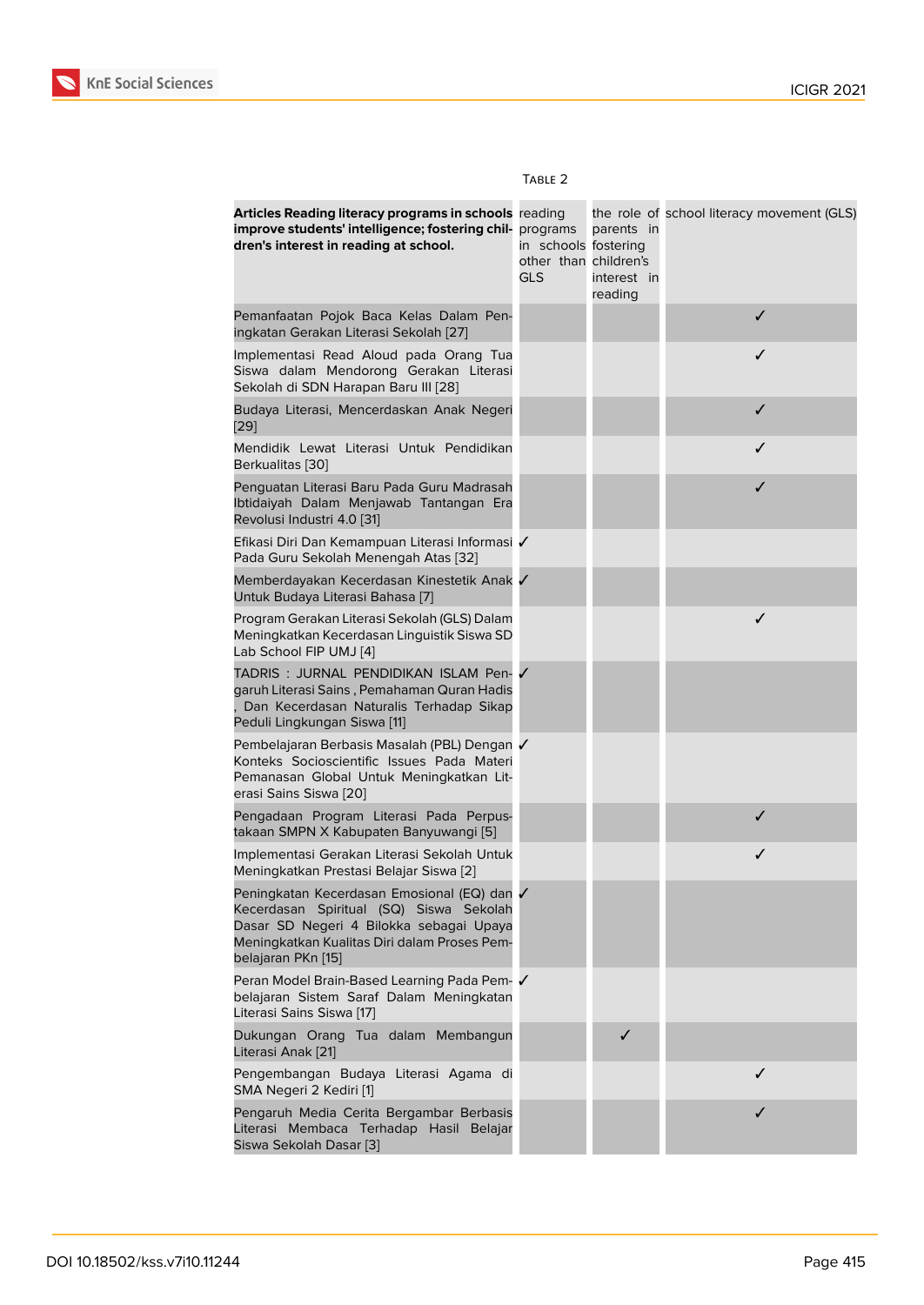Table 2

| **Articles Reading literacy programs in schools improve students' intelligence; fostering children's interest in reading at school.** | reading programs in schools other than GLS | the role of parents in fostering children's interest in reading | school literacy movement (GLS) |
|---|---|---|---|
| Pemanfaatan Pojok Baca Kelas Dalam Peningkatan Gerakan Literasi Sekolah [27] | | | ✓ |
| Implementasi Read Aloud pada Orang Tua Siswa dalam Mendorong Gerakan Literasi Sekolah di SDN Harapan Baru III [28] | | | ✓ |
| Budaya Literasi, Mencerdaskan Anak Negeri [29] | | | ✓ |
| Mendidik Lewat Literasi Untuk Pendidikan Berkualitas [30] | | | ✓ |
| Penguatan Literasi Baru Pada Guru Madrasah Ibtidaiyah Dalam Menjawab Tantangan Era Revolusi Industri 4.0 [31] | | | ✓ |
| Efikasi Diri Dan Kemampuan Literasi Informasi Pada Guru Sekolah Menengah Atas [32] | ✓ | | |
| Memberdayakan Kecerdasan Kinestetik Anak Untuk Budaya Literasi Bahasa [7] | ✓ | | |
| Program Gerakan Literasi Sekolah (GLS) Dalam Meningkatkan Kecerdasan Linguistik Siswa SD Lab School FIP UMJ [4] | | | ✓ |
| TADRIS : JURNAL PENDIDIKAN ISLAM Pengaruh Literasi Sains , Pemahaman Quran Hadis , Dan Kecerdasan Naturalis Terhadap Sikap Peduli Lingkungan Siswa [11] | ✓ | | |
| Pembelajaran Berbasis Masalah (PBL) Dengan Konteks Socioscientific Issues Pada Materi Pemanasan Global Untuk Meningkatkan Literasi Sains Siswa [20] | ✓ | | |
| Pengadaan Program Literasi Pada Perpustakaan SMPN X Kabupaten Banyuwangi [5] | | | ✓ |
| Implementasi Gerakan Literasi Sekolah Untuk Meningkatkan Prestasi Belajar Siswa [2] | | | ✓ |
| Peningkatan Kecerdasan Emosional (EQ) dan Kecerdasan Spiritual (SQ) Siswa Sekolah Dasar SD Negeri 4 Bilokka sebagai Upaya Meningkatkan Kualitas Diri dalam Proses Pembelajaran PKn [15] | ✓ | | |
| Peran Model Brain-Based Learning Pada Pembelajaran Sistem Saraf Dalam Meningkatan Literasi Sains Siswa [17] | ✓ | | |
| Dukungan Orang Tua dalam Membangun Literasi Anak [21] | | ✓ | |
| Pengembangan Budaya Literasi Agama di SMA Negeri 2 Kediri [1] | | | ✓ |
| Pengaruh Media Cerita Bergambar Berbasis Literasi Membaca Terhadap Hasil Belajar Siswa Sekolah Dasar [3] | | | ✓ |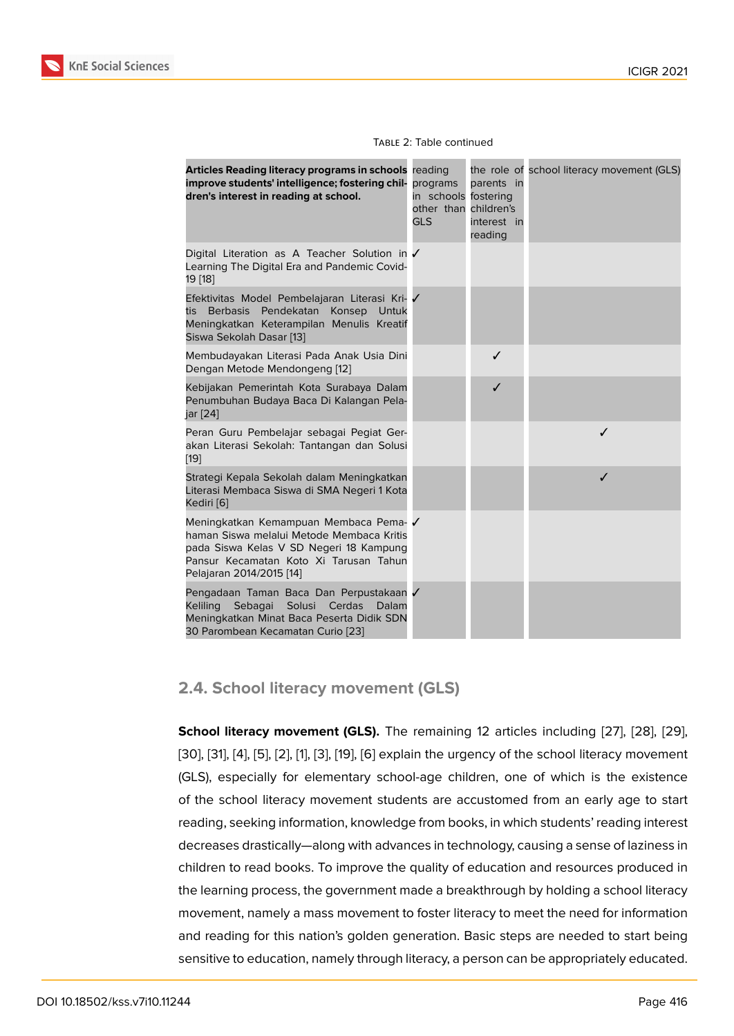Table 2: Table continued

| **Articles Reading literacy programs in schools improve students' intelligence; fostering children's interest in reading at school.** | reading programs in schools other than GLS | the role of parents in fostering children's interest in reading | school literacy movement (GLS) |
|---|---|---|---|
| Digital Literation as A Teacher Solution in Learning The Digital Era and Pandemic Covid-19 [18] | ✓ | | |
| Efektivitas Model Pembelajaran Literasi Kritis Berbasis Pendekatan Konsep Untuk Meningkatkan Keterampilan Menulis Kreatif Siswa Sekolah Dasar [13] | ✓ | | |
| Membudayakan Literasi Pada Anak Usia Dini Dengan Metode Mendongeng [12] | | ✓ | |
| Kebijakan Pemerintah Kota Surabaya Dalam Penumbuhan Budaya Baca Di Kalangan Pelajar [24] | | ✓ | |
| Peran Guru Pembelajar sebagai Pegiat Gerakan Literasi Sekolah: Tantangan dan Solusi [19] | | | ✓ |
| Strategi Kepala Sekolah dalam Meningkatkan Literasi Membaca Siswa di SMA Negeri 1 Kota Kediri [6] | | | ✓ |
| Meningkatkan Kemampuan Membaca Pemahaman Siswa melalui Metode Membaca Kritis pada Siswa Kelas V SD Negeri 18 Kampung Pansur Kecamatan Koto Xi Tarusan Tahun Pelajaran 2014/2015 [14] | ✓ | | |
| Pengadaan Taman Baca Dan Perpustakaan Keliling Sebagai Solusi Cerdas Dalam Meningkatkan Minat Baca Peserta Didik SDN 30 Parombean Kecamatan Curio [23] | ✓ | | |

## 2.4. School literacy movement (GLS)

**School literacy movement (GLS).** The remaining 12 articles including [27], [28], [29], [30], [31], [4], [5], [2], [1], [3], [19], [6] explain the urgency of the school literacy movement (GLS), especially for elementary school-age children, one of which is the existence of the school literacy movement students are accustomed from an early age to start reading, seeking information, knowledge from books, in which students' reading interest decreases drastically—along with advances in technology, causing a sense of laziness in children to read books. To improve the quality of education and resources produced in the learning process, the government made a breakthrough by holding a school literacy movement, namely a mass movement to foster literacy to meet the need for information and reading for this nation's golden generation. Basic steps are needed to start being sensitive to education, namely through literacy, a person can be appropriately educated.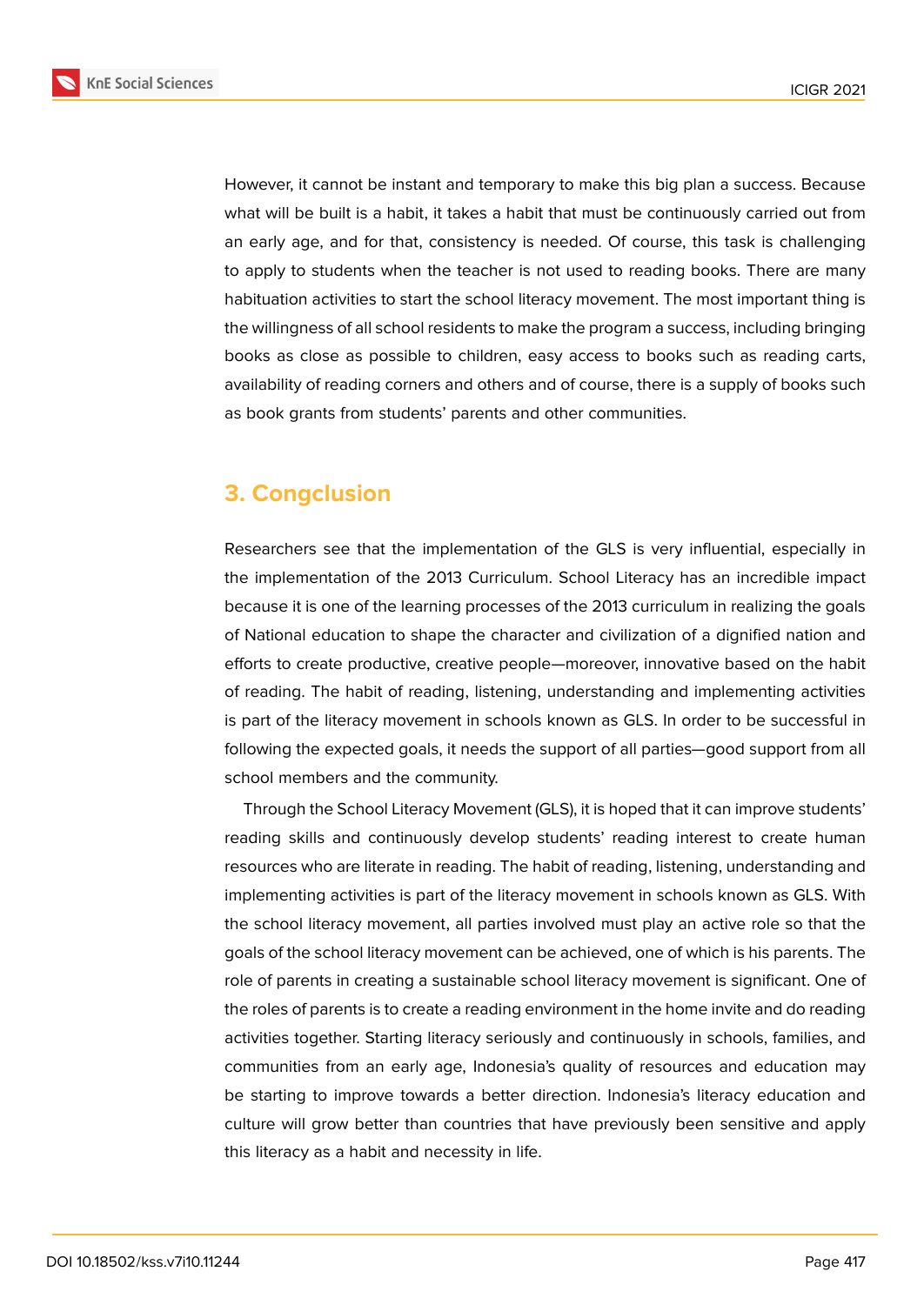However, it cannot be instant and temporary to make this big plan a success. Because what will be built is a habit, it takes a habit that must be continuously carried out from an early age, and for that, consistency is needed. Of course, this task is challenging to apply to students when the teacher is not used to reading books. There are many habituation activities to start the school literacy movement. The most important thing is the willingness of all school residents to make the program a success, including bringing books as close as possible to children, easy access to books such as reading carts, availability of reading corners and others and of course, there is a supply of books such as book grants from students' parents and other communities.

## 3. Congclusion

Researchers see that the implementation of the GLS is very influential, especially in the implementation of the 2013 Curriculum. School Literacy has an incredible impact because it is one of the learning processes of the 2013 curriculum in realizing the goals of National education to shape the character and civilization of a dignified nation and efforts to create productive, creative people—moreover, innovative based on the habit of reading. The habit of reading, listening, understanding and implementing activities is part of the literacy movement in schools known as GLS. In order to be successful in following the expected goals, it needs the support of all parties—good support from all school members and the community.

Through the School Literacy Movement (GLS), it is hoped that it can improve students' reading skills and continuously develop students' reading interest to create human resources who are literate in reading. The habit of reading, listening, understanding and implementing activities is part of the literacy movement in schools known as GLS. With the school literacy movement, all parties involved must play an active role so that the goals of the school literacy movement can be achieved, one of which is his parents. The role of parents in creating a sustainable school literacy movement is significant. One of the roles of parents is to create a reading environment in the home invite and do reading activities together. Starting literacy seriously and continuously in schools, families, and communities from an early age, Indonesia's quality of resources and education may be starting to improve towards a better direction. Indonesia's literacy education and culture will grow better than countries that have previously been sensitive and apply this literacy as a habit and necessity in life.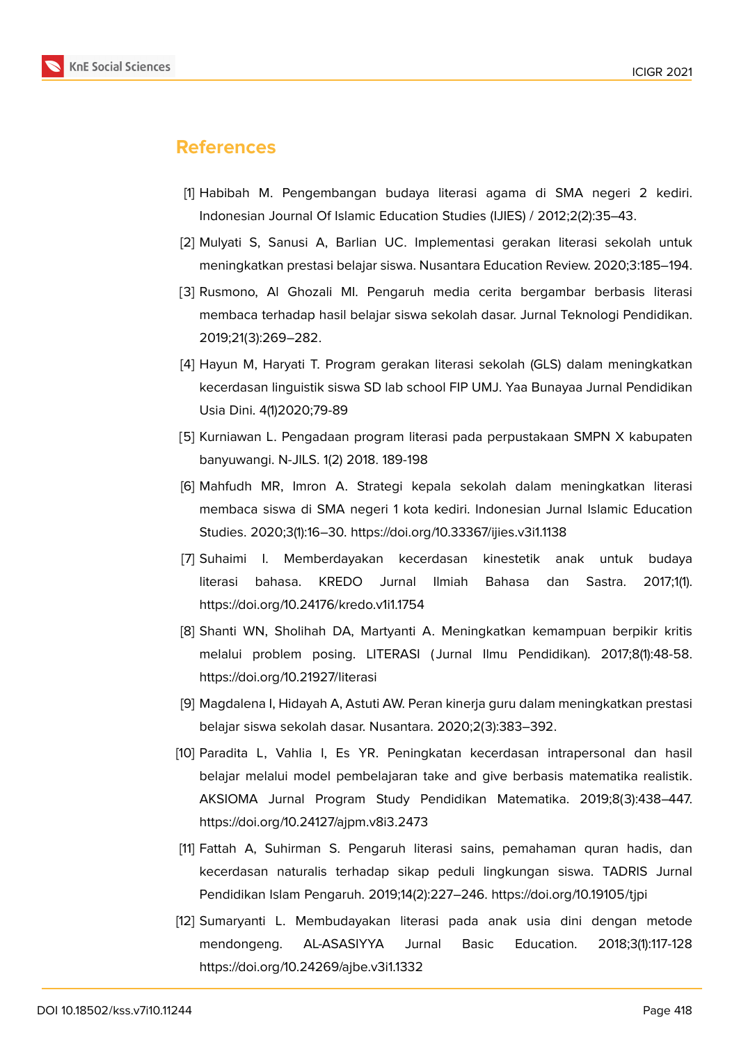## References

[1] Habibah M. Pengembangan budaya literasi agama di SMA negeri 2 kediri. Indonesian Journal Of Islamic Education Studies (IJIES) / 2012;2(2):35–43.

[2] Mulyati S, Sanusi A, Barlian UC. Implementasi gerakan literasi sekolah untuk meningkatkan prestasi belajar siswa. Nusantara Education Review. 2020;3:185–194.

[3] Rusmono, Al Ghozali MI. Pengaruh media cerita bergambar berbasis literasi membaca terhadap hasil belajar siswa sekolah dasar. Jurnal Teknologi Pendidikan. 2019;21(3):269–282.

[4] Hayun M, Haryati T. Program gerakan literasi sekolah (GLS) dalam meningkatkan kecerdasan linguistik siswa SD lab school FIP UMJ. Yaa Bunayaa Jurnal Pendidikan Usia Dini. 4(1)2020;79-89

[5] Kurniawan L. Pengadaan program literasi pada perpustakaan SMPN X kabupaten banyuwangi. N-JILS. 1(2) 2018. 189-198

[6] Mahfudh MR, Imron A. Strategi kepala sekolah dalam meningkatkan literasi membaca siswa di SMA negeri 1 kota kediri. Indonesian Jurnal Islamic Education Studies. 2020;3(1):16–30. https://doi.org/10.33367/ijies.v3i1.1138

[7] Suhaimi I. Memberdayakan kecerdasan kinestetik anak untuk budaya literasi bahasa. KREDO Jurnal Ilmiah Bahasa dan Sastra. 2017;1(1). https://doi.org/10.24176/kredo.v1i1.1754

[8] Shanti WN, Sholihah DA, Martyanti A. Meningkatkan kemampuan berpikir kritis melalui problem posing. LITERASI (Jurnal Ilmu Pendidikan). 2017;8(1):48-58. https://doi.org/10.21927/literasi

[9] Magdalena I, Hidayah A, Astuti AW. Peran kinerja guru dalam meningkatkan prestasi belajar siswa sekolah dasar. Nusantara. 2020;2(3):383–392.

[10] Paradita L, Vahlia I, Es YR. Peningkatan kecerdasan intrapersonal dan hasil belajar melalui model pembelajaran take and give berbasis matematika realistik. AKSIOMA Jurnal Program Study Pendidikan Matematika. 2019;8(3):438–447. https://doi.org/10.24127/ajpm.v8i3.2473

[11] Fattah A, Suhirman S. Pengaruh literasi sains, pemahaman quran hadis, dan kecerdasan naturalis terhadap sikap peduli lingkungan siswa. TADRIS Jurnal Pendidikan Islam Pengaruh. 2019;14(2):227–246. https://doi.org/10.19105/tjpi

[12] Sumaryanti L. Membudayakan literasi pada anak usia dini dengan metode mendongeng. AL-ASASIYYA Jurnal Basic Education. 2018;3(1):117-128 https://doi.org/10.24269/ajbe.v3i1.1332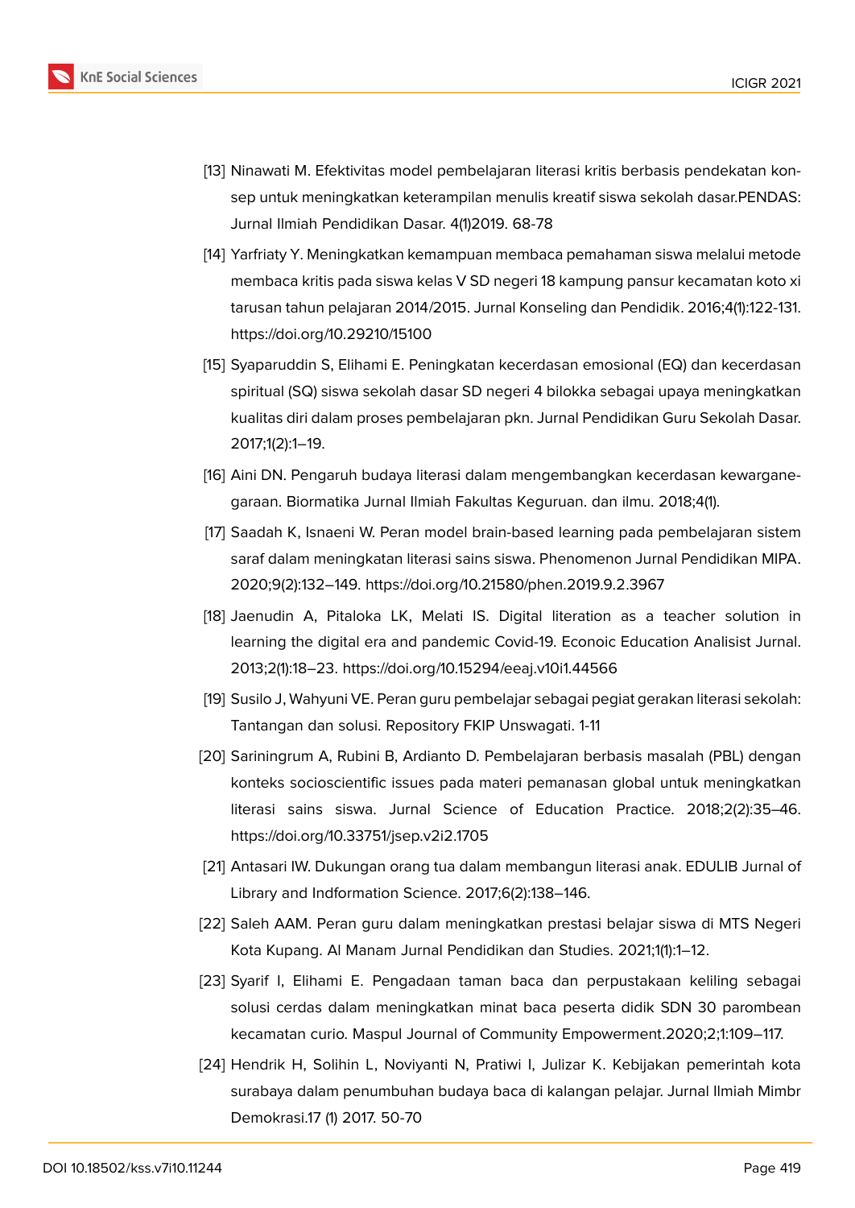[13] Ninawati M. Efektivitas model pembelajaran literasi kritis berbasis pendekatan konsep untuk meningkatkan keterampilan menulis kreatif siswa sekolah dasar.PENDAS: Jurnal Ilmiah Pendidikan Dasar. 4(1)2019. 68-78

[14] Yarfriaty Y. Meningkatkan kemampuan membaca pemahaman siswa melalui metode membaca kritis pada siswa kelas V SD negeri 18 kampung pansur kecamatan koto xi tarusan tahun pelajaran 2014/2015. Jurnal Konseling dan Pendidik. 2016;4(1):122-131. https://doi.org/10.29210/15100

[15] Syaparuddin S, Elihami E. Peningkatan kecerdasan emosional (EQ) dan kecerdasan spiritual (SQ) siswa sekolah dasar SD negeri 4 bilokka sebagai upaya meningkatkan kualitas diri dalam proses pembelajaran pkn. Jurnal Pendidikan Guru Sekolah Dasar. 2017;1(2):1–19.

[16] Aini DN. Pengaruh budaya literasi dalam mengembangkan kecerdasan kewarganegaraan. Biormatika Jurnal Ilmiah Fakultas Keguruan. dan ilmu. 2018;4(1).

[17] Saadah K, Isnaeni W. Peran model brain-based learning pada pembelajaran sistem saraf dalam meningkatan literasi sains siswa. Phenomenon Jurnal Pendidikan MIPA. 2020;9(2):132–149. https://doi.org/10.21580/phen.2019.9.2.3967

[18] Jaenudin A, Pitaloka LK, Melati IS. Digital literation as a teacher solution in learning the digital era and pandemic Covid-19. Econoic Education Analisist Jurnal. 2013;2(1):18–23. https://doi.org/10.15294/eeaj.v10i1.44566

[19] Susilo J, Wahyuni VE. Peran guru pembelajar sebagai pegiat gerakan literasi sekolah: Tantangan dan solusi. Repository FKIP Unswagati. 1-11

[20] Sariningrum A, Rubini B, Ardianto D. Pembelajaran berbasis masalah (PBL) dengan konteks socioscientific issues pada materi pemanasan global untuk meningkatkan literasi sains siswa. Jurnal Science of Education Practice. 2018;2(2):35–46. https://doi.org/10.33751/jsep.v2i2.1705

[21] Antasari IW. Dukungan orang tua dalam membangun literasi anak. EDULIB Jurnal of Library and Indformation Science. 2017;6(2):138–146.

[22] Saleh AAM. Peran guru dalam meningkatkan prestasi belajar siswa di MTS Negeri Kota Kupang. Al Manam Jurnal Pendidikan dan Studies. 2021;1(1):1–12.

[23] Syarif I, Elihami E. Pengadaan taman baca dan perpustakaan keliling sebagai solusi cerdas dalam meningkatkan minat baca peserta didik SDN 30 parombean kecamatan curio. Maspul Journal of Community Empowerment.2020;2;1:109–117.

[24] Hendrik H, Solihin L, Noviyanti N, Pratiwi I, Julizar K. Kebijakan pemerintah kota surabaya dalam penumbuhan budaya baca di kalangan pelajar. Jurnal Ilmiah Mimbr Demokrasi.17 (1) 2017. 50-70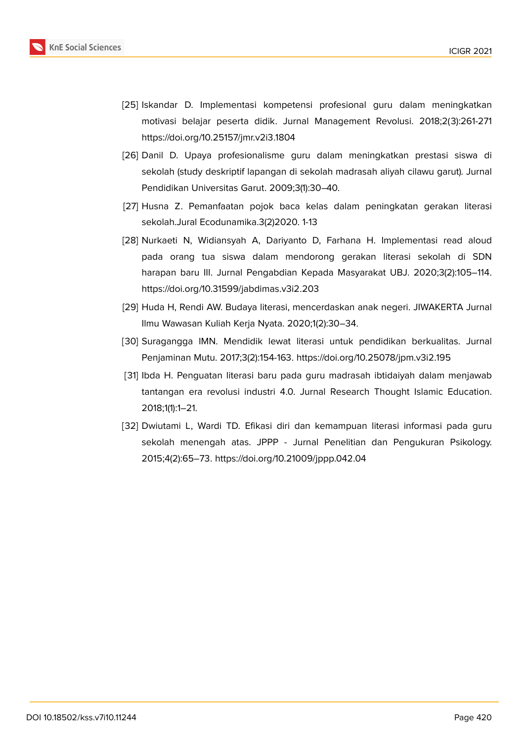[25] Iskandar D. Implementasi kompetensi profesional guru dalam meningkatkan motivasi belajar peserta didik. Jurnal Management Revolusi. 2018;2(3):261-271 https://doi.org/10.25157/jmr.v2i3.1804

[26] Danil D. Upaya profesionalisme guru dalam meningkatkan prestasi siswa di sekolah (study deskriptif lapangan di sekolah madrasah aliyah cilawu garut). Jurnal Pendidikan Universitas Garut. 2009;3(1):30–40.

[27] Husna Z. Pemanfaatan pojok baca kelas dalam peningkatan gerakan literasi sekolah.Jural Ecodunamika.3(2)2020. 1-13

[28] Nurkaeti N, Widiansyah A, Dariyanto D, Farhana H. Implementasi read aloud pada orang tua siswa dalam mendorong gerakan literasi sekolah di SDN harapan baru III. Jurnal Pengabdian Kepada Masyarakat UBJ. 2020;3(2):105–114. https://doi.org/10.31599/jabdimas.v3i2.203

[29] Huda H, Rendi AW. Budaya literasi, mencerdaskan anak negeri. JIWAKERTA Jurnal Ilmu Wawasan Kuliah Kerja Nyata. 2020;1(2):30–34.

[30] Suragangga IMN. Mendidik lewat literasi untuk pendidikan berkualitas. Jurnal Penjaminan Mutu. 2017;3(2):154-163. https://doi.org/10.25078/jpm.v3i2.195

[31] Ibda H. Penguatan literasi baru pada guru madrasah ibtidaiyah dalam menjawab tantangan era revolusi industri 4.0. Jurnal Research Thought Islamic Education. 2018;1(1):1–21.

[32] Dwiutami L, Wardi TD. Efikasi diri dan kemampuan literasi informasi pada guru sekolah menengah atas. JPPP - Jurnal Penelitian dan Pengukuran Psikology. 2015;4(2):65–73. https://doi.org/10.21009/jppp.042.04